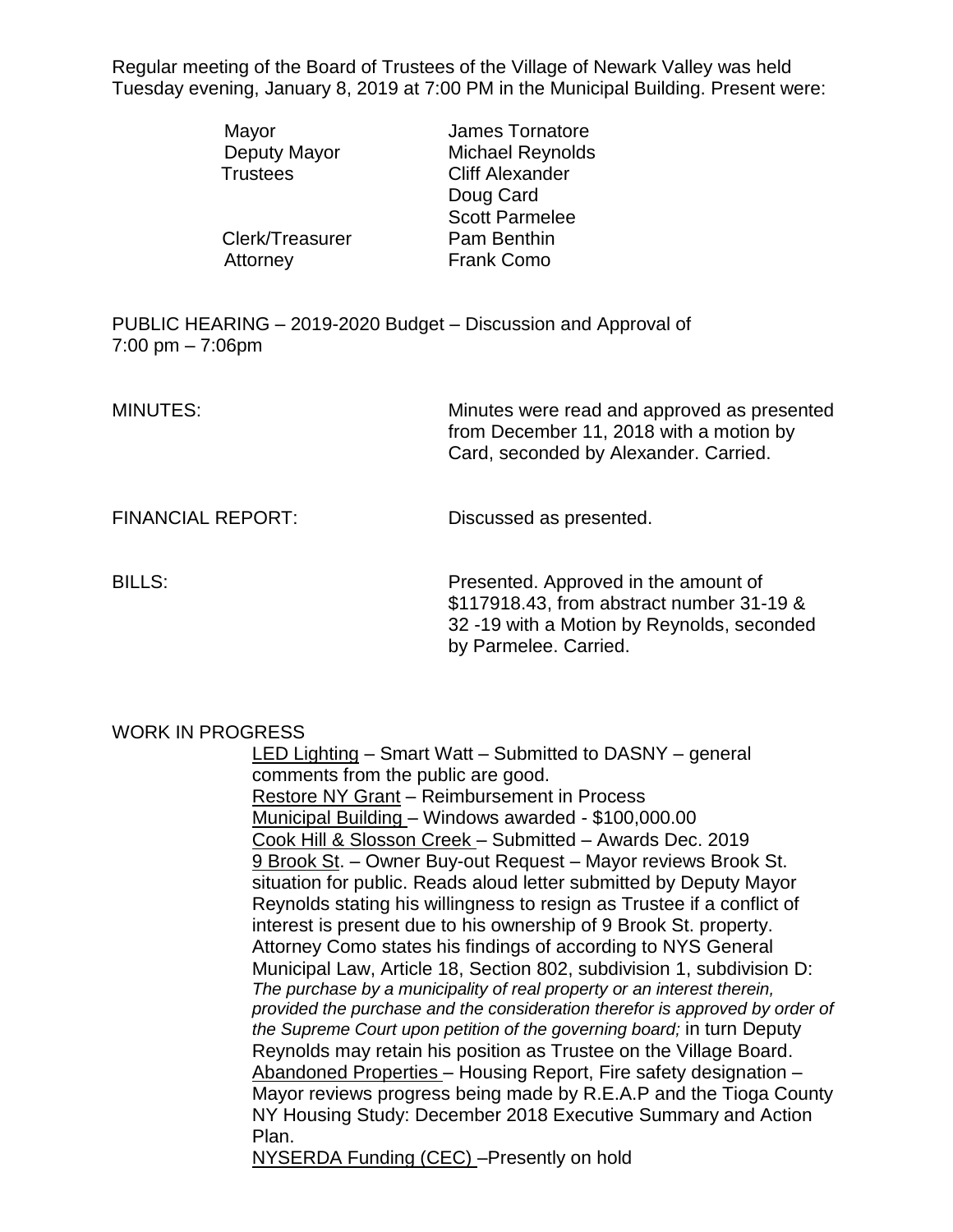Regular meeting of the Board of Trustees of the Village of Newark Valley was held Tuesday evening, January 8, 2019 at 7:00 PM in the Municipal Building. Present were:

| | |
|---|---|
| Mayor | James Tornatore |
| Deputy Mayor | Michael Reynolds |
| Trustees | Cliff Alexander |
| | Doug Card |
| | Scott Parmelee |
| Clerk/Treasurer | Pam Benthin |
| Attorney | Frank Como |

PUBLIC HEARING – 2019-2020 Budget – Discussion and Approval of
7:00 pm – 7:06pm

MINUTES: Minutes were read and approved as presented from December 11, 2018 with a motion by Card, seconded by Alexander. Carried.

FINANCIAL REPORT: Discussed as presented.

BILLS: Presented. Approved in the amount of $117918.43, from abstract number 31-19 & 32 -19 with a Motion by Reynolds, seconded by Parmelee. Carried.

WORK IN PROGRESS

<u>LED Lighting</u> – Smart Watt – Submitted to DASNY – general comments from the public are good.

<u>Restore NY Grant</u> – Reimbursement in Process

<u>Municipal Building</u> – Windows awarded - $100,000.00

<u>Cook Hill & Slosson Creek</u> – Submitted – Awards Dec. 2019

<u>9 Brook St</u>. – Owner Buy-out Request – Mayor reviews Brook St. situation for public. Reads aloud letter submitted by Deputy Mayor Reynolds stating his willingness to resign as Trustee if a conflict of interest is present due to his ownership of 9 Brook St. property. Attorney Como states his findings of according to NYS General Municipal Law, Article 18, Section 802, subdivision 1, subdivision D: *The purchase by a municipality of real property or an interest therein, provided the purchase and the consideration therefor is approved by order of the Supreme Court upon petition of the governing board;* in turn Deputy Reynolds may retain his position as Trustee on the Village Board.

<u>Abandoned Properties</u> – Housing Report, Fire safety designation – Mayor reviews progress being made by R.E.A.P and the Tioga County NY Housing Study: December 2018 Executive Summary and Action Plan.

<u>NYSERDA Funding (CEC)</u> –Presently on hold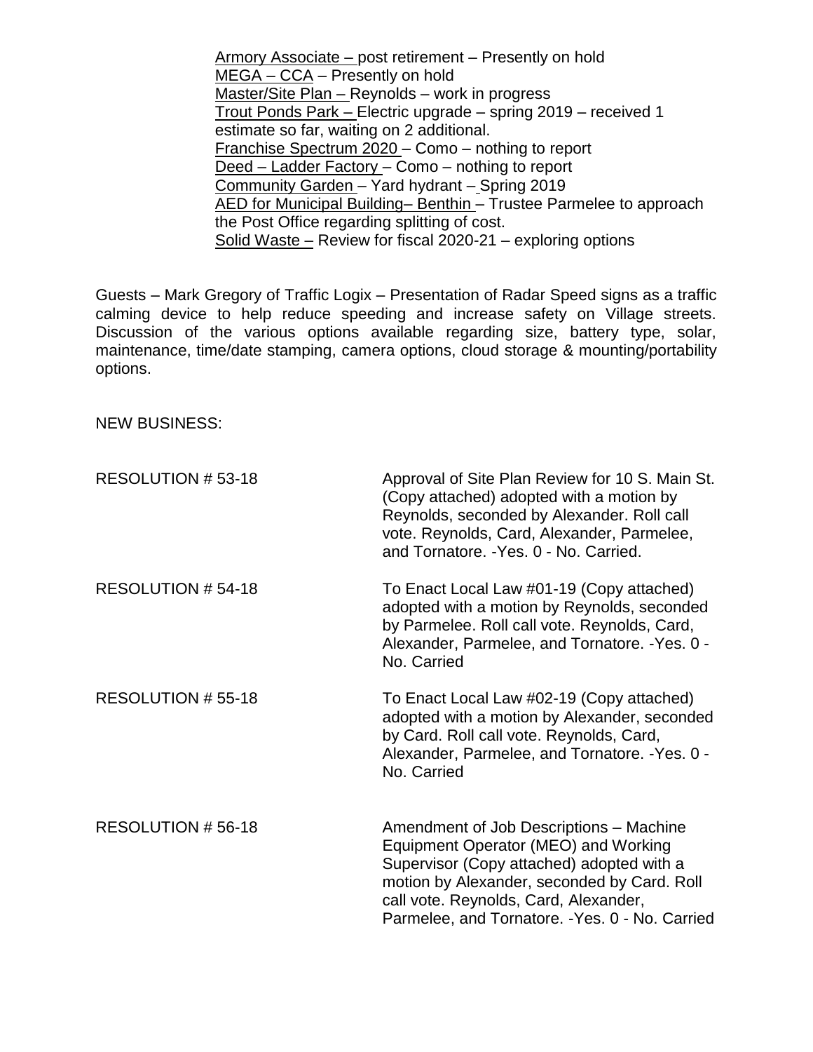Armory Associate – post retirement – Presently on hold
MEGA – CCA – Presently on hold
Master/Site Plan – Reynolds – work in progress
Trout Ponds Park – Electric upgrade – spring 2019 – received 1 estimate so far, waiting on 2 additional.
Franchise Spectrum 2020 – Como – nothing to report
Deed – Ladder Factory – Como – nothing to report
Community Garden – Yard hydrant – Spring 2019
AED for Municipal Building– Benthin – Trustee Parmelee to approach the Post Office regarding splitting of cost.
Solid Waste – Review for fiscal 2020-21 – exploring options

Guests – Mark Gregory of Traffic Logix – Presentation of Radar Speed signs as a traffic calming device to help reduce speeding and increase safety on Village streets. Discussion of the various options available regarding size, battery type, solar, maintenance, time/date stamping, camera options, cloud storage & mounting/portability options.

NEW BUSINESS:

RESOLUTION # 53-18 — Approval of Site Plan Review for 10 S. Main St. (Copy attached) adopted with a motion by Reynolds, seconded by Alexander. Roll call vote. Reynolds, Card, Alexander, Parmelee, and Tornatore. -Yes. 0 - No. Carried.

RESOLUTION # 54-18 — To Enact Local Law #01-19 (Copy attached) adopted with a motion by Reynolds, seconded by Parmelee. Roll call vote. Reynolds, Card, Alexander, Parmelee, and Tornatore. -Yes. 0 - No. Carried

RESOLUTION # 55-18 — To Enact Local Law #02-19 (Copy attached) adopted with a motion by Alexander, seconded by Card. Roll call vote. Reynolds, Card, Alexander, Parmelee, and Tornatore. -Yes. 0 - No. Carried

RESOLUTION # 56-18 — Amendment of Job Descriptions – Machine Equipment Operator (MEO) and Working Supervisor (Copy attached) adopted with a motion by Alexander, seconded by Card. Roll call vote. Reynolds, Card, Alexander, Parmelee, and Tornatore. -Yes. 0 - No. Carried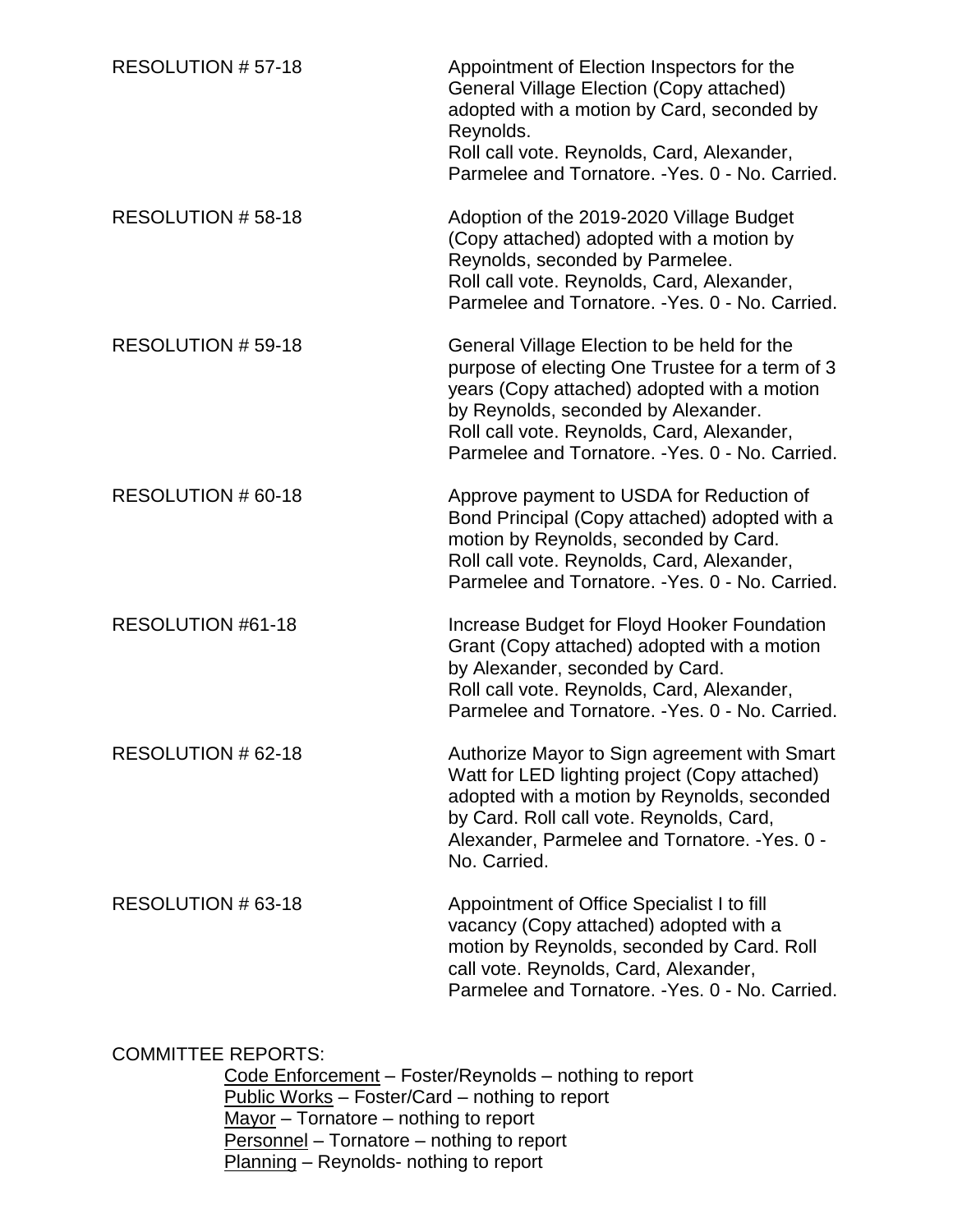RESOLUTION # 57-18 — Appointment of Election Inspectors for the General Village Election (Copy attached) adopted with a motion by Card, seconded by Reynolds.
Roll call vote. Reynolds, Card, Alexander, Parmelee and Tornatore. -Yes. 0 - No. Carried.

RESOLUTION # 58-18 — Adoption of the 2019-2020 Village Budget (Copy attached) adopted with a motion by Reynolds, seconded by Parmelee.
Roll call vote. Reynolds, Card, Alexander, Parmelee and Tornatore. -Yes. 0 - No. Carried.

RESOLUTION # 59-18 — General Village Election to be held for the purpose of electing One Trustee for a term of 3 years (Copy attached) adopted with a motion by Reynolds, seconded by Alexander.
Roll call vote. Reynolds, Card, Alexander, Parmelee and Tornatore. -Yes. 0 - No. Carried.

RESOLUTION # 60-18 — Approve payment to USDA for Reduction of Bond Principal (Copy attached) adopted with a motion by Reynolds, seconded by Card.
Roll call vote. Reynolds, Card, Alexander, Parmelee and Tornatore. -Yes. 0 - No. Carried.

RESOLUTION #61-18 — Increase Budget for Floyd Hooker Foundation Grant (Copy attached) adopted with a motion by Alexander, seconded by Card.
Roll call vote. Reynolds, Card, Alexander, Parmelee and Tornatore. -Yes. 0 - No. Carried.

RESOLUTION # 62-18 — Authorize Mayor to Sign agreement with Smart Watt for LED lighting project (Copy attached) adopted with a motion by Reynolds, seconded by Card. Roll call vote. Reynolds, Card, Alexander, Parmelee and Tornatore. -Yes. 0 - No. Carried.

RESOLUTION # 63-18 — Appointment of Office Specialist I to fill vacancy (Copy attached) adopted with a motion by Reynolds, seconded by Card. Roll call vote. Reynolds, Card, Alexander, Parmelee and Tornatore. -Yes. 0 - No. Carried.

COMMITTEE REPORTS:

- Code Enforcement – Foster/Reynolds – nothing to report
- Public Works – Foster/Card – nothing to report
- Mayor – Tornatore – nothing to report
- Personnel – Tornatore – nothing to report
- Planning – Reynolds- nothing to report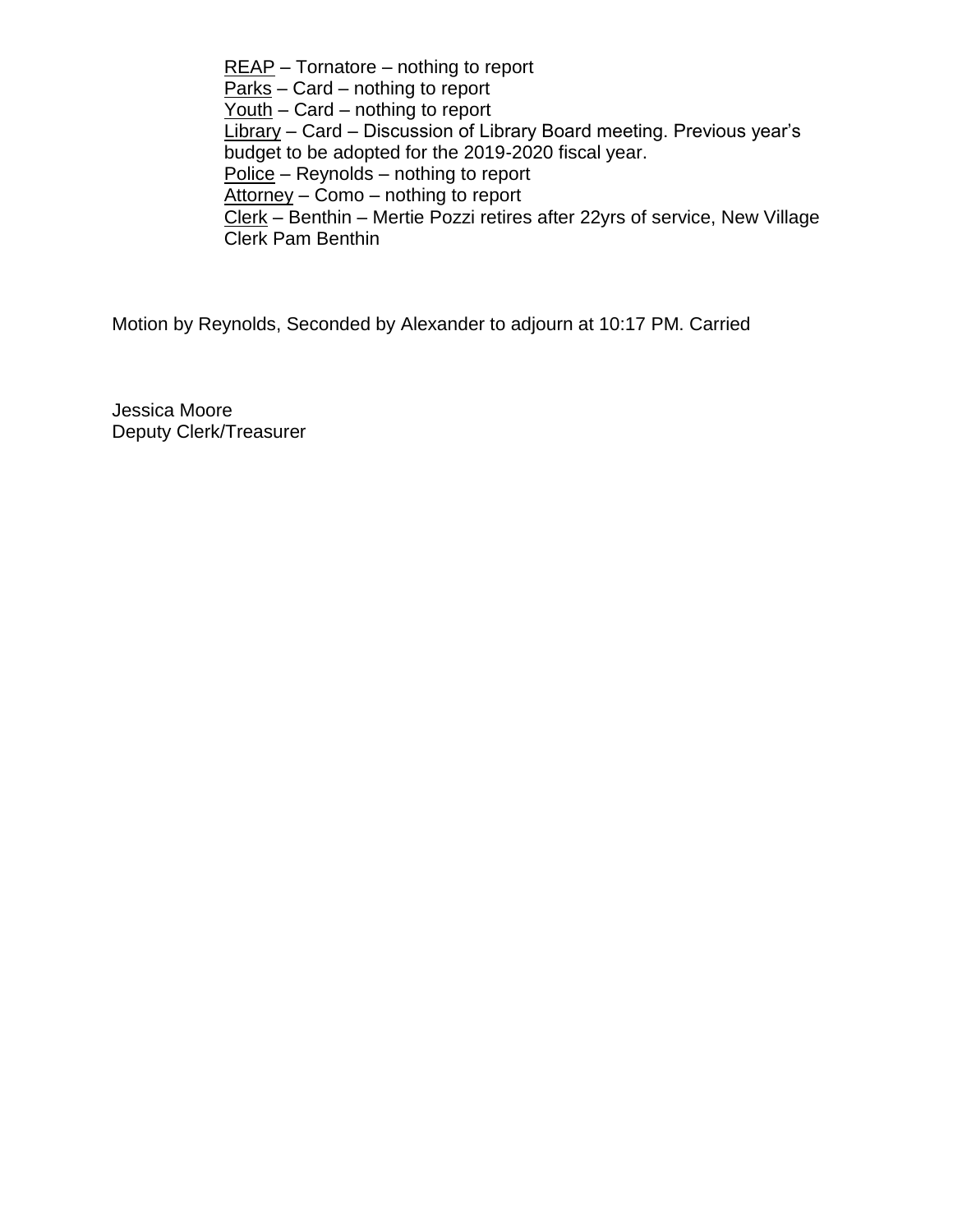<u>REAP</u> – Tornatore – nothing to report
<u>Parks</u> – Card – nothing to report
<u>Youth</u> – Card – nothing to report
<u>Library</u> – Card – Discussion of Library Board meeting. Previous year's budget to be adopted for the 2019-2020 fiscal year.
<u>Police</u> – Reynolds – nothing to report
<u>Attorney</u> – Como – nothing to report
<u>Clerk</u> – Benthin – Mertie Pozzi retires after 22yrs of service, New Village Clerk Pam Benthin

Motion by Reynolds, Seconded by Alexander to adjourn at 10:17 PM. Carried

Jessica Moore
Deputy Clerk/Treasurer